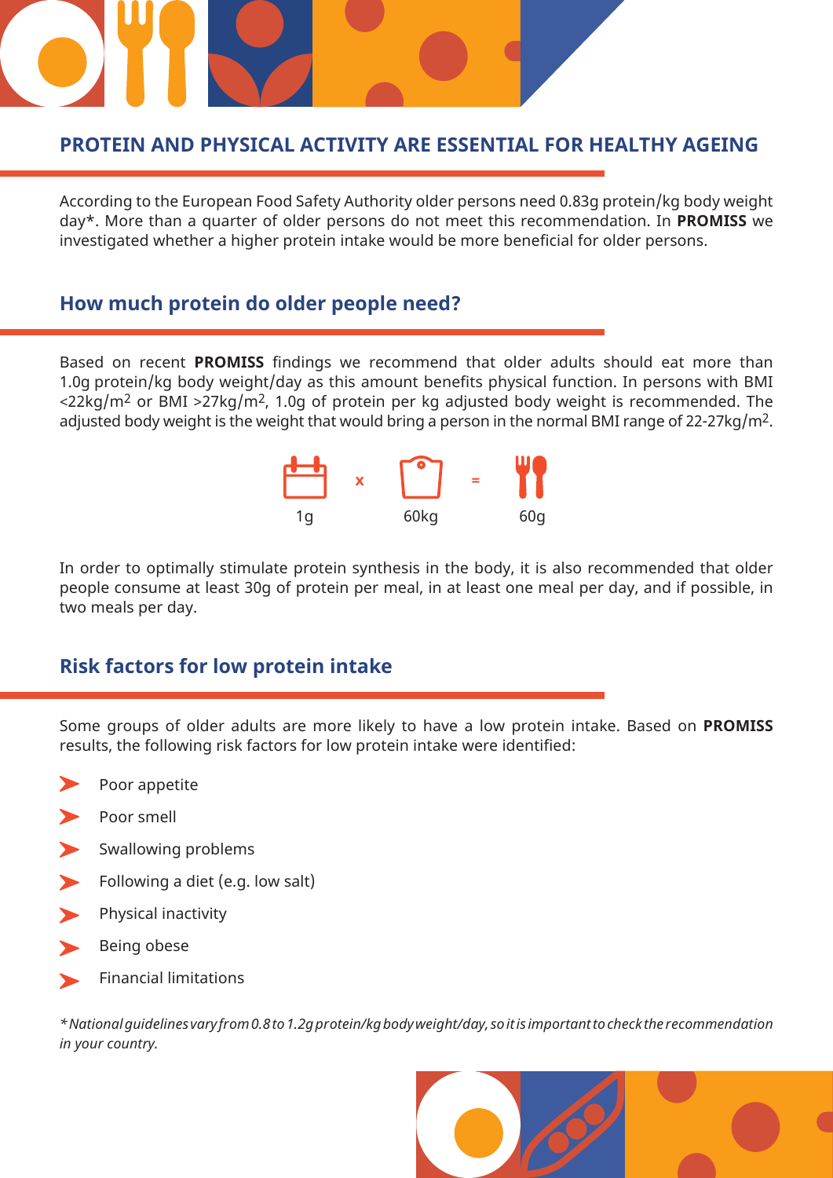# PROTEIN AND PHYSICAL ACTIVITY ARE ESSENTIAL FOR HEALTHY AGEING

According to the European Food Safety Authority older persons need 0.83g protein/kg body weight day*. More than a quarter of older persons do not meet this recommendation. In **PROMISS** we investigated whether a higher protein intake would be more beneficial for older persons.

## How much protein do older people need?

Based on recent **PROMISS** findings we recommend that older adults should eat more than 1.0g protein/kg body weight/day as this amount benefits physical function. In persons with BMI <22kg/m$^2$ or BMI >27kg/m$^2$, 1.0g of protein per kg adjusted body weight is recommended. The adjusted body weight is the weight that would bring a person in the normal BMI range of 22-27kg/m$^2$.

1g x 60kg = 60g

In order to optimally stimulate protein synthesis in the body, it is also recommended that older people consume at least 30g of protein per meal, in at least one meal per day, and if possible, in two meals per day.

## Risk factors for low protein intake

Some groups of older adults are more likely to have a low protein intake. Based on **PROMISS** results, the following risk factors for low protein intake were identified:

- Poor appetite
- Poor smell
- Swallowing problems
- Following a diet (e.g. low salt)
- Physical inactivity
- Being obese
- Financial limitations

*\*National guidelines vary from 0.8 to 1.2g protein/kg body weight/day, so it is important to check the recommendation in your country.*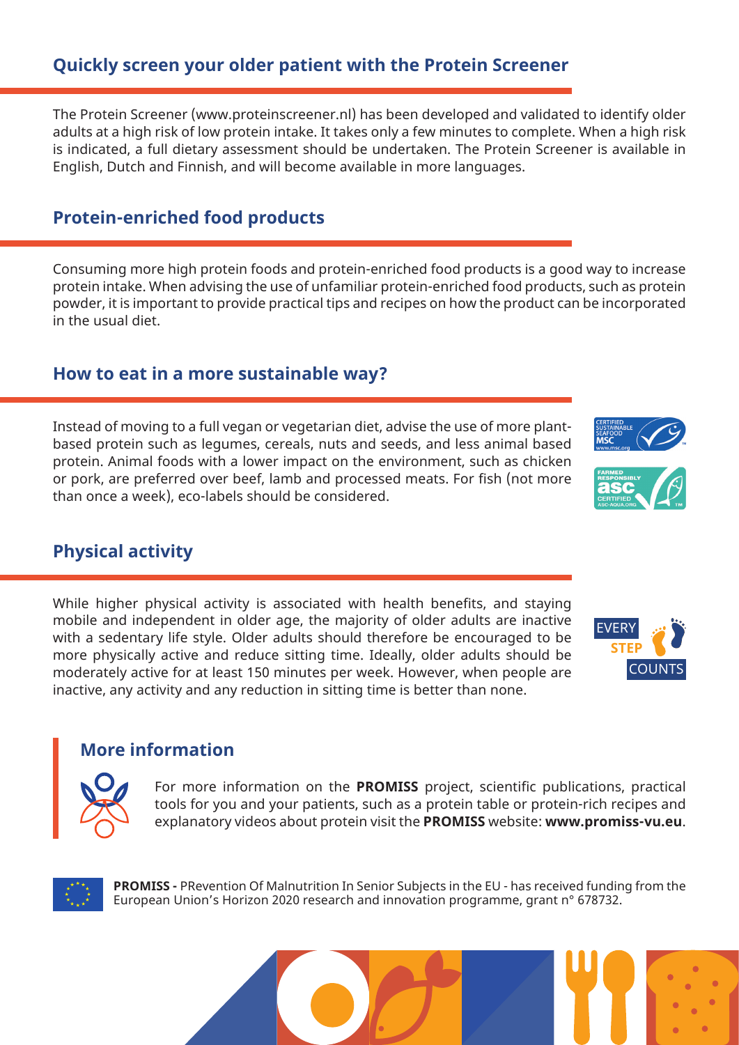## Quickly screen your older patient with the Protein Screener

The Protein Screener (www.proteinscreener.nl) has been developed and validated to identify older adults at a high risk of low protein intake. It takes only a few minutes to complete. When a high risk is indicated, a full dietary assessment should be undertaken. The Protein Screener is available in English, Dutch and Finnish, and will become available in more languages.

## Protein-enriched food products

Consuming more high protein foods and protein-enriched food products is a good way to increase protein intake. When advising the use of unfamiliar protein-enriched food products, such as protein powder, it is important to provide practical tips and recipes on how the product can be incorporated in the usual diet.

## How to eat in a more sustainable way?

Instead of moving to a full vegan or vegetarian diet, advise the use of more plant-based protein such as legumes, cereals, nuts and seeds, and less animal based protein. Animal foods with a lower impact on the environment, such as chicken or pork, are preferred over beef, lamb and processed meats. For fish (not more than once a week), eco-labels should be considered.

## Physical activity

While higher physical activity is associated with health benefits, and staying mobile and independent in older age, the majority of older adults are inactive with a sedentary life style. Older adults should therefore be encouraged to be more physically active and reduce sitting time. Ideally, older adults should be moderately active for at least 150 minutes per week. However, when people are inactive, any activity and any reduction in sitting time is better than none.

## More information

For more information on the **PROMISS** project, scientific publications, practical tools for you and your patients, such as a protein table or protein-rich recipes and explanatory videos about protein visit the **PROMISS** website: **www.promiss-vu.eu**.

**PROMISS -** PRevention Of Malnutrition In Senior Subjects in the EU - has received funding from the European Union's Horizon 2020 research and innovation programme, grant n° 678732.